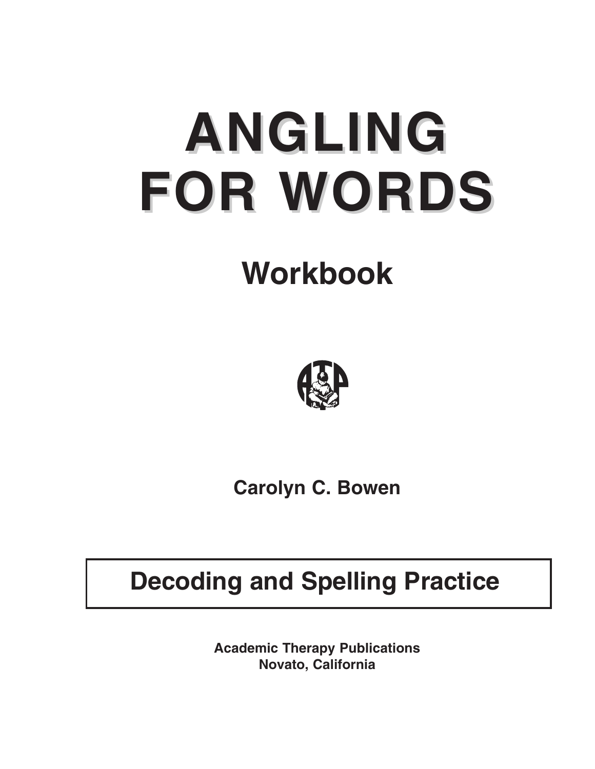# ANGLING FOR WORDS

## Workbook

**Carolyn C. Bowen**

**Decoding and Spelling Practice**

**Academic Therapy Publications**
**Novato, California**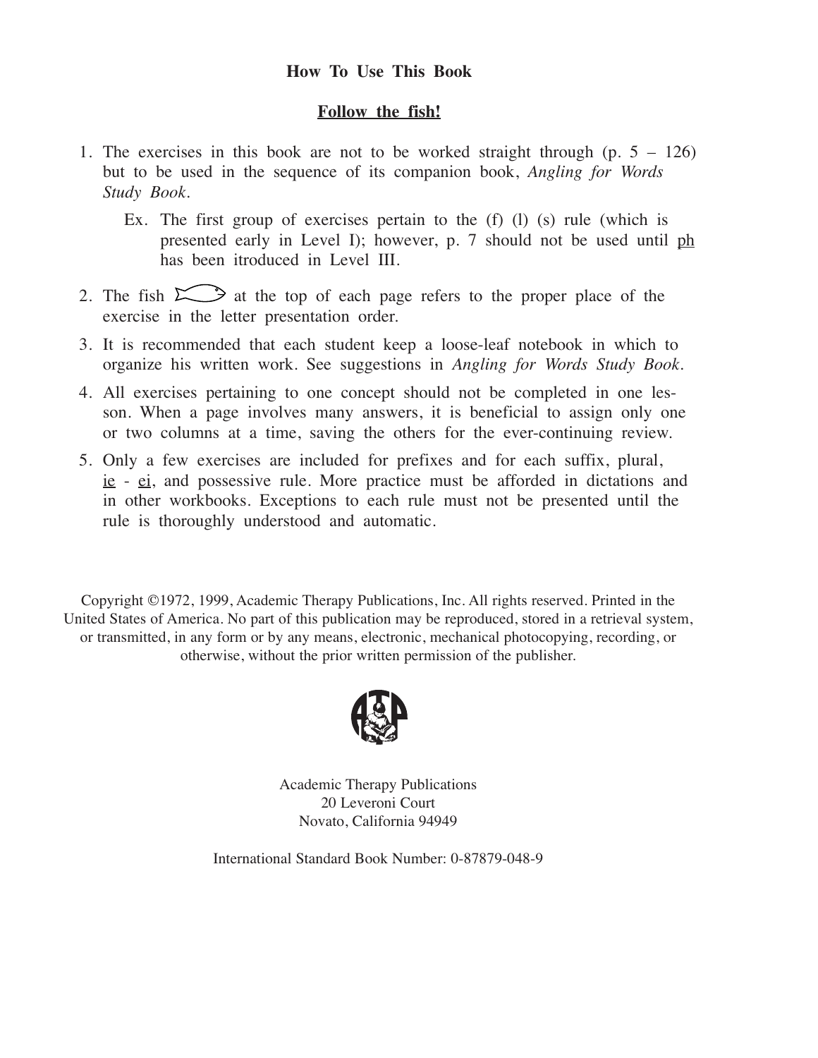## How To Use This Book

**<u>Follow the fish!</u>**

1. The exercises in this book are not to be worked straight through (p. 5 – 126) but to be used in the sequence of its companion book, *Angling for Words Study Book.*

   Ex. The first group of exercises pertain to the (f) (l) (s) rule (which is presented early in Level I); however, p. 7 should not be used until <u>ph</u> has been itroduced in Level III.

2. The fish at the top of each page refers to the proper place of the exercise in the letter presentation order.

3. It is recommended that each student keep a loose-leaf notebook in which to organize his written work. See suggestions in *Angling for Words Study Book.*

4. All exercises pertaining to one concept should not be completed in one lesson. When a page involves many answers, it is beneficial to assign only one or two columns at a time, saving the others for the ever-continuing review.

5. Only a few exercises are included for prefixes and for each suffix, plural, <u>ie</u> - <u>ei</u>, and possessive rule. More practice must be afforded in dictations and in other workbooks. Exceptions to each rule must not be presented until the rule is thoroughly understood and automatic.

Copyright ©1972, 1999, Academic Therapy Publications, Inc. All rights reserved. Printed in the United States of America. No part of this publication may be reproduced, stored in a retrieval system, or transmitted, in any form or by any means, electronic, mechanical photocopying, recording, or otherwise, without the prior written permission of the publisher.

Academic Therapy Publications
20 Leveroni Court
Novato, California 94949

International Standard Book Number: 0-87879-048-9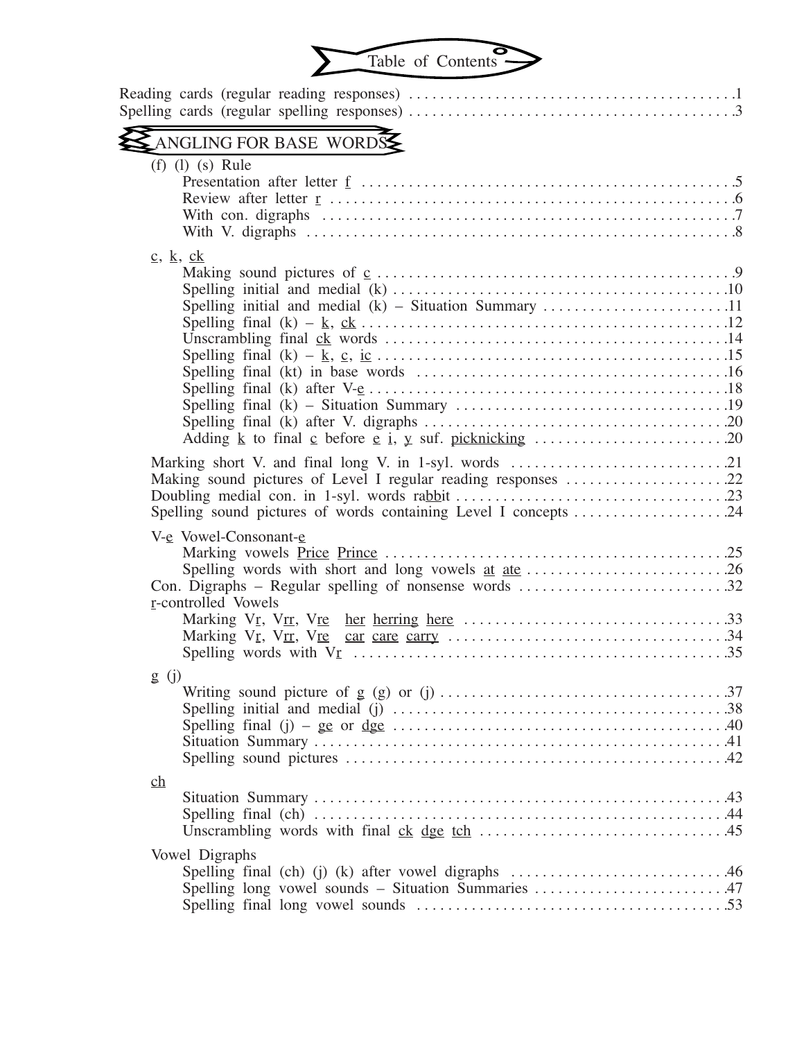# Table of Contents

Reading cards (regular reading responses) ..........1
Spelling cards (regular spelling responses) ..........3

## ANGLING FOR BASE WORDS

(f) (l) (s) Rule
- Presentation after letter f ..........5
- Review after letter r ..........6
- With con. digraphs ..........7
- With V. digraphs ..........8

c, k, ck
- Making sound pictures of c ..........9
- Spelling initial and medial (k) ..........10
- Spelling initial and medial (k) – Situation Summary ..........11
- Spelling final (k) – k, ck ..........12
- Unscrambling final ck words ..........14
- Spelling final (k) – k, c, ic ..........15
- Spelling final (kt) in base words ..........16
- Spelling final (k) after V-e ..........18
- Spelling final (k) – Situation Summary ..........19
- Spelling final (k) after V. digraphs ..........20
- Adding k to final c before e i, y suf. picknicking ..........20

Marking short V. and final long V. in 1-syl. words ..........21
Making sound pictures of Level I regular reading responses ..........22
Doubling medial con. in 1-syl. words rabbit ..........23
Spelling sound pictures of words containing Level I concepts ..........24

V-e Vowel-Consonant-e
- Marking vowels Price Prince ..........25
- Spelling words with short and long vowels at ate ..........26

Con. Digraphs – Regular spelling of nonsense words ..........32
r-controlled Vowels
- Marking Vr, Vrr, Vre her herring here ..........33
- Marking Vr, Vrr, Vre car care carry ..........34
- Spelling words with Vr ..........35

g (j)
- Writing sound picture of g (g) or (j) ..........37
- Spelling initial and medial (j) ..........38
- Spelling final (j) – ge or dge ..........40
- Situation Summary ..........41
- Spelling sound pictures ..........42

ch
- Situation Summary ..........43
- Spelling final (ch) ..........44
- Unscrambling words with final ck dge tch ..........45

Vowel Digraphs
- Spelling final (ch) (j) (k) after vowel digraphs ..........46
- Spelling long vowel sounds – Situation Summaries ..........47
- Spelling final long vowel sounds ..........53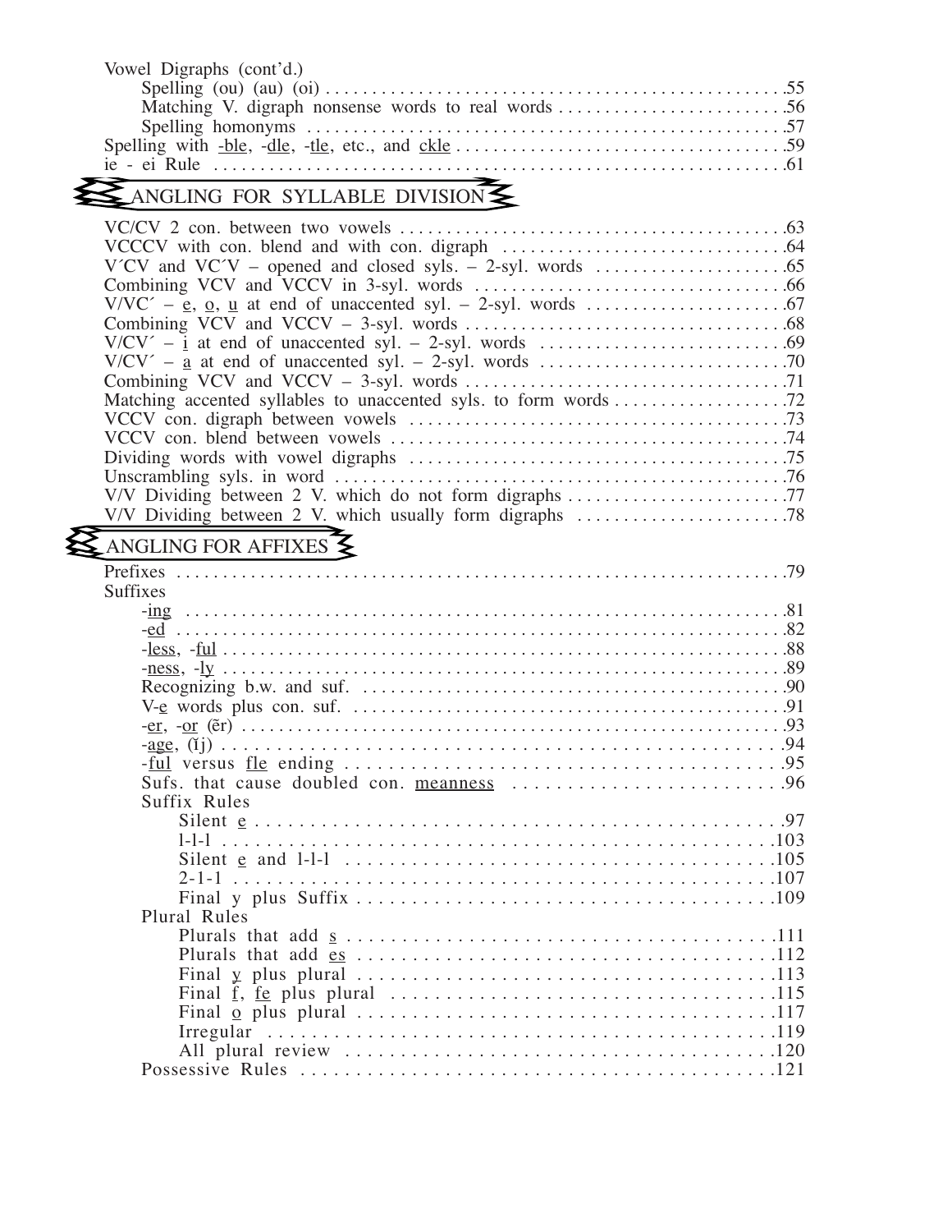Vowel Digraphs (cont'd.)

- Spelling (ou) (au) (oi) .....55
- Matching V. digraph nonsense words to real words .....56
- Spelling homonyms .....57

Spelling with -ble, -dle, -tle, etc., and ckle .....59

ie - ei Rule .....61

## ANGLING FOR SYLLABLE DIVISION

- VC/CV 2 con. between two vowels .....63
- VCCCV with con. blend and with con. digraph .....64
- V´CV and VC´V – opened and closed syls. – 2-syl. words .....65
- Combining VCV and VCCV in 3-syl. words .....66
- V/VC´ – e, o, u at end of unaccented syl. – 2-syl. words .....67
- Combining VCV and VCCV – 3-syl. words .....68
- V/CV´ – i at end of unaccented syl. – 2-syl. words .....69
- V/CV´ – a at end of unaccented syl. – 2-syl. words .....70
- Combining VCV and VCCV – 3-syl. words .....71
- Matching accented syllables to unaccented syls. to form words .....72
- VCCV con. digraph between vowels .....73
- VCCV con. blend between vowels .....74
- Dividing words with vowel digraphs .....75
- Unscrambling syls. in word .....76
- V/V Dividing between 2 V. which do not form digraphs .....77
- V/V Dividing between 2 V. which usually form digraphs .....78

## ANGLING FOR AFFIXES

Prefixes .....79

Suffixes

- -ing .....81
- -ed .....82
- -less, -ful .....88
- -ness, -ly .....89
- Recognizing b.w. and suf. .....90
- V-e words plus con. suf. .....91
- -er, -or (ĕr) .....93
- -age, (ĭj) .....94
- -ful versus fle ending .....95
- Sufs. that cause doubled con. meanness .....96
- Suffix Rules
  - Silent e .....97
  - l-l-l .....103
  - Silent e and l-l-l .....105
  - 2-1-1 .....107
  - Final y plus Suffix .....109
- Plural Rules
  - Plurals that add s .....111
  - Plurals that add es .....112
  - Final y plus plural .....113
  - Final f, fe plus plural .....115
  - Final o plus plural .....117
  - Irregular .....119
  - All plural review .....120
- Possessive Rules .....121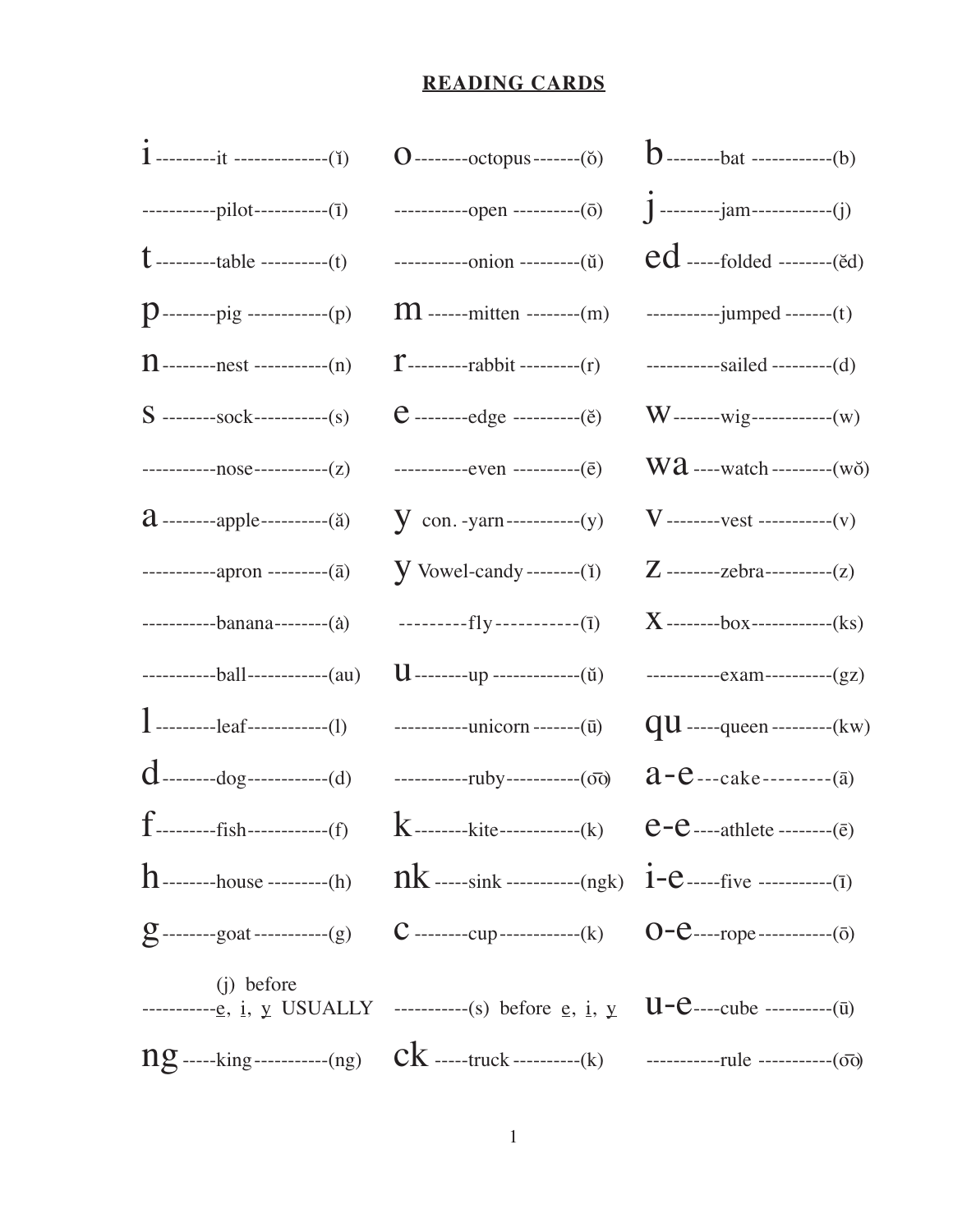# READING CARDS

| Letter | Key Word | Sound |
|---|---|---|
| i | it | (ĭ) |
| | pilot | (ī) |
| t | table | (t) |
| p | pig | (p) |
| n | nest | (n) |
| s | sock | (s) |
| | nose | (z) |
| a | apple | (ă) |
| | apron | (ā) |
| | banana | (ȧ) |
| | ball | (au) |
| l | leaf | (l) |
| d | dog | (d) |
| f | fish | (f) |
| h | house | (h) |
| g | goat | (g) |
| | (j) before e, i, y USUALLY | |
| ng | king | (ng) |
| o | octopus | (ŏ) |
| | open | (ō) |
| | onion | (ŭ) |
| m | mitten | (m) |
| r | rabbit | (r) |
| e | edge | (ĕ) |
| | even | (ē) |
| y | con. - yarn | (y) |
| y | Vowel - candy | (ĭ) |
| | fly | (ī) |
| u | up | (ŭ) |
| | unicorn | (ū) |
| | ruby | (o͞o) |
| k | kite | (k) |
| nk | sink | (ngk) |
| c | cup | (k) |
| | (s) before e, i, y | |
| ck | truck | (k) |
| b | bat | (b) |
| j | jam | (j) |
| ed | folded | (ĕd) |
| | jumped | (t) |
| | sailed | (d) |
| w | wig | (w) |
| wa | watch | (wŏ) |
| v | vest | (v) |
| z | zebra | (z) |
| x | box | (ks) |
| | exam | (gz) |
| qu | queen | (kw) |
| a-e | cake | (ā) |
| e-e | athlete | (ē) |
| i-e | five | (ī) |
| o-e | rope | (ō) |
| u-e | cube | (ū) |
| | rule | (o͞o) |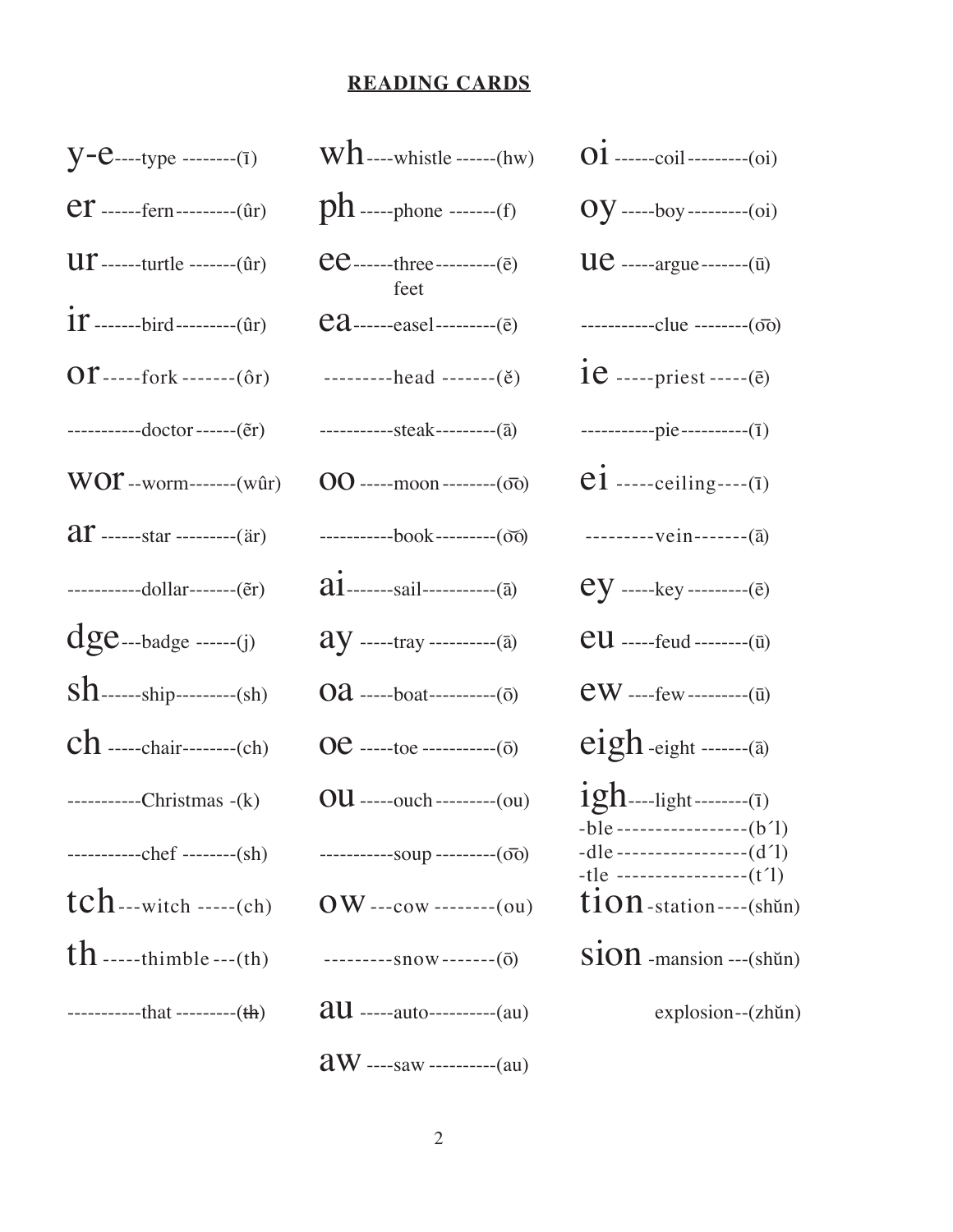## READING CARDS

| Pattern | Word | Sound |
|---|---|---|
| y-e | type | (ī) |
| er | fern | (ûr) |
| ur | turtle | (ûr) |
| ir | bird | (ûr) |
| or | fork | (ôr) |
| | doctor | (ẽr) |
| wor | worm | (wûr) |
| ar | star | (är) |
| | dollar | (ẽr) |
| dge | badge | (j) |
| sh | ship | (sh) |
| ch | chair | (ch) |
| | Christmas | (k) |
| | chef | (sh) |
| tch | witch | (ch) |
| th | thimble | (th) |
| | that | (~~th~~) |

| Pattern | Word | Sound |
|---|---|---|
| wh | whistle | (hw) |
| ph | phone | (f) |
| ee | three feet | (ē) |
| ea | easel | (ē) |
| | head | (ĕ) |
| | steak | (ā) |
| oo | moon | (o͞o) |
| | book | (o͝o) |
| ai | sail | (ā) |
| ay | tray | (ā) |
| oa | boat | (ō) |
| oe | toe | (ō) |
| ou | ouch | (ou) |
| | soup | (o͞o) |
| ow | cow | (ou) |
| | snow | (ō) |
| au | auto | (au) |
| aw | saw | (au) |

| Pattern | Word | Sound |
|---|---|---|
| oi | coil | (oi) |
| oy | boy | (oi) |
| ue | argue | (ū) |
| | clue | (o͞o) |
| ie | priest | (ē) |
| | pie | (ī) |
| ei | ceiling | (ī) |
| | vein | (ā) |
| ey | key | (ē) |
| eu | feud | (ū) |
| ew | few | (ū) |
| eigh | eight | (ā) |
| igh | light | (ī) |
| -ble | | (b´l) |
| -dle | | (d´l) |
| -tle | | (t´l) |
| tion | station | (shŭn) |
| sion | mansion | (shŭn) |
| | explosion | (zhŭn) |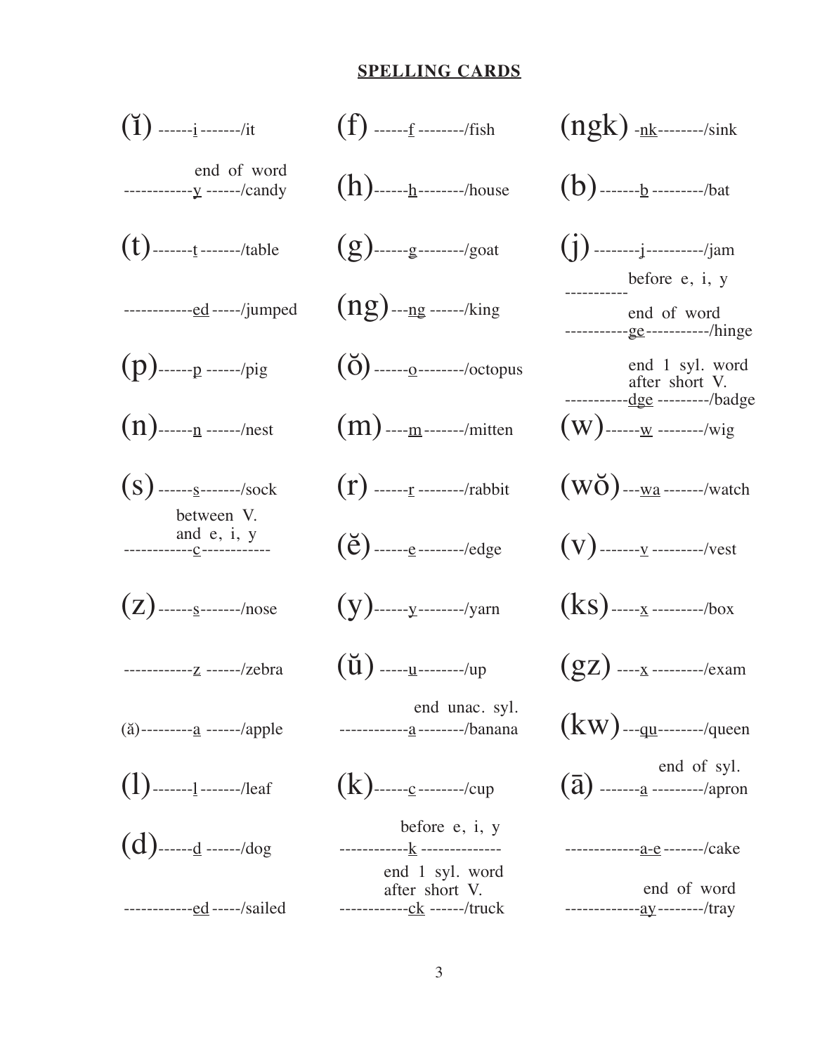## SPELLING CARDS

(ĭ) ------i-------/it

end of word
------------y ------/candy

(t)-------t-------/table

------------ed-----/jumped

(p)------p ------/pig

(n)------n ------/nest

(s) ------s-------/sock

between V. and e, i, y
------------c------------

(z)------s-------/nose

------------z ------/zebra

(ă)---------a ------/apple

(l)-------l-------/leaf

(d)------d ------/dog

------------ed-----/sailed

(f) ------f --------/fish

(h)------h--------/house

(g)------g--------/goat

(ng)---ng ------/king

(ŏ)------o--------/octopus

(m)----m-------/mitten

(r) ------r --------/rabbit

(ĕ)------e--------/edge

(y)------y--------/yarn

(ŭ) -----u--------/up

end unac. syl.
------------a--------/banana

(k)------c--------/cup

before e, i, y
------------k -------------

end 1 syl. word after short V.
------------ck ------/truck

(ngk) -nk--------/sink

(b)-------b ---------/bat

(j) --------j----------/jam

before e, i, y
-----------

end of word
-----------ge-----------/hinge

end 1 syl. word after short V.
-----------dge ---------/badge

(w)------w --------/wig

(wŏ)---wa -------/watch

(v)-------v ---------/vest

(ks)-----x ---------/box

(gz) ----x ---------/exam

(kw)---qu--------/queen

end of syl.
(ā) -------a ---------/apron

-------------a-e-------/cake

end of word
-------------ay--------/tray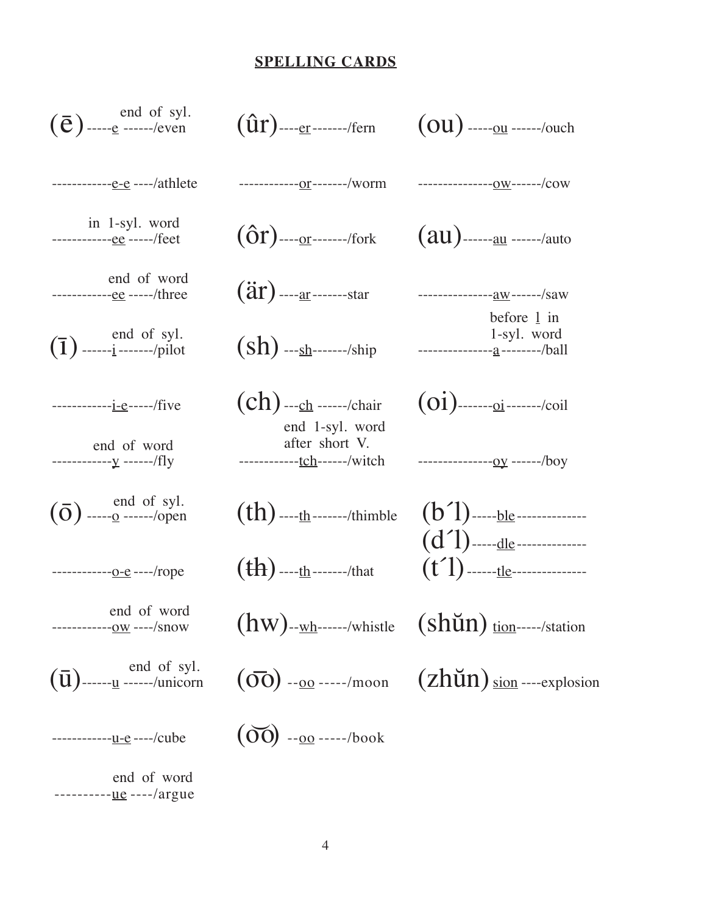## SPELLING CARDS

(ē) -----e------/even (end of syl.)

------------e-e----/athlete

------------ee-----/feet (in 1-syl. word)

------------ee-----/three (end of word)

(ī) ------i-------/pilot (end of syl.)

------------i-e-----/five

------------y------/fly (end of word)

(ō) -----o------/open (end of syl.)

------------o-e----/rope

------------ow----/snow (end of word)

(ū) ------u------/unicorn (end of syl.)

------------u-e----/cube

----------ue----/argue (end of word)

(ûr) ----er-------/fern

------------or-------/worm

(ôr) ----or-------/fork

(är) ----ar-------star

(sh) ---sh-------/ship

(ch) ---ch------/chair

------------tch------/witch (end 1-syl. word after short V.)

(th) ----th-------/thimble

(t̶h̶) ----th-------/that

(hw)--wh------/whistle

(o͞o) --oo-----/moon

(o͝o) --oo-----/book

(ou) -----ou------/ouch

---------------ow------/cow

(au)------au------/auto

---------------aw------/saw

---------------a--------/ball (before l in 1-syl. word)

(oi)-------oi-------/coil

---------------oy------/boy

(b´l)-----ble--------------

(d´l)-----dle--------------

(t´l)------tle---------------

(shŭn) tion-----/station

(zhŭn) sion----explosion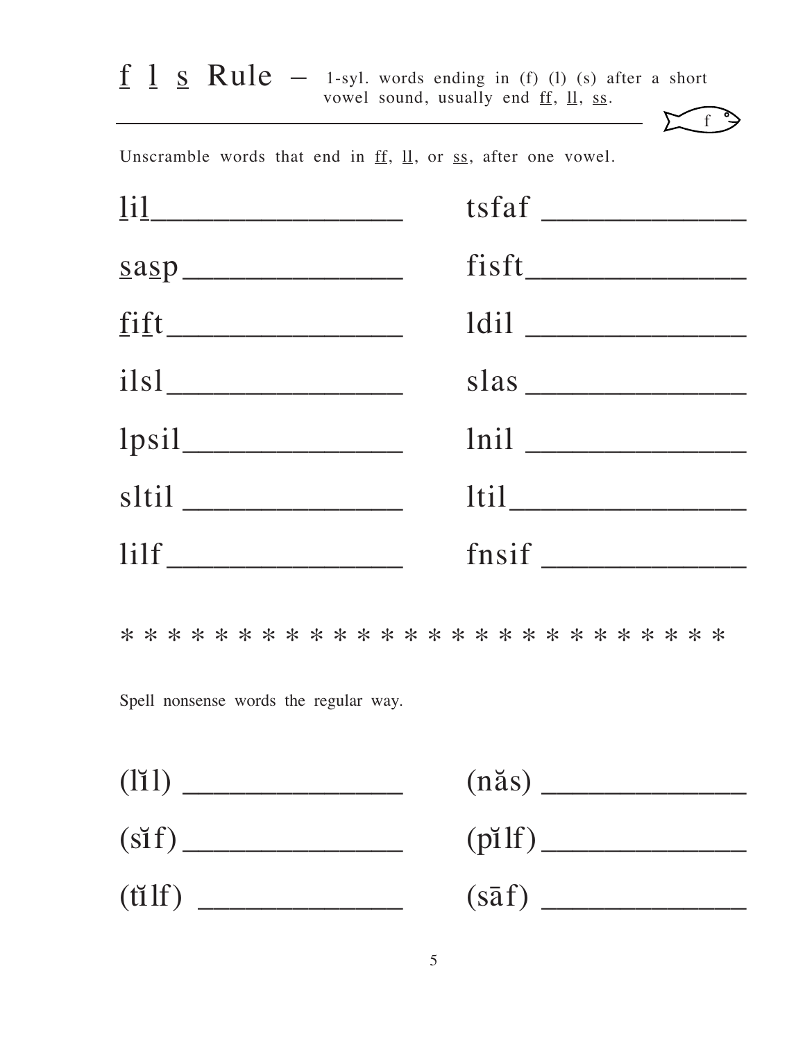# <u>f</u> <u>l</u> <u>s</u> Rule – 1-syl. words ending in (f) (l) (s) after a short vowel sound, usually end <u>ff</u>, <u>ll</u>, <u>ss</u>.

Unscramble words that end in <u>ff</u>, <u>ll</u>, or <u>ss</u>, after one vowel.

| | |
|---|---|
| <u>l</u>i<u>l</u> ________________ | tsfaf ____________ |
| <u>s</u>a<u>s</u>p ______________ | fisft ______________ |
| <u>f</u>i<u>f</u>t ______________ | ldil ______________ |
| ilsl ______________ | slas ______________ |
| lpsil ______________ | lnil ______________ |
| sltil ______________ | ltil ______________ |
| lilf ______________ | fnsif ____________ |

* * * * * * * * * * * * * * * * * * * * * * * * * * *

Spell nonsense words the regular way.

| | |
|---|---|
| (lĭl) ______________ | (năs) ______________ |
| (sĭf) ______________ | (pĭlf) ______________ |
| (tĭlf) ______________ | (sāf) ______________ |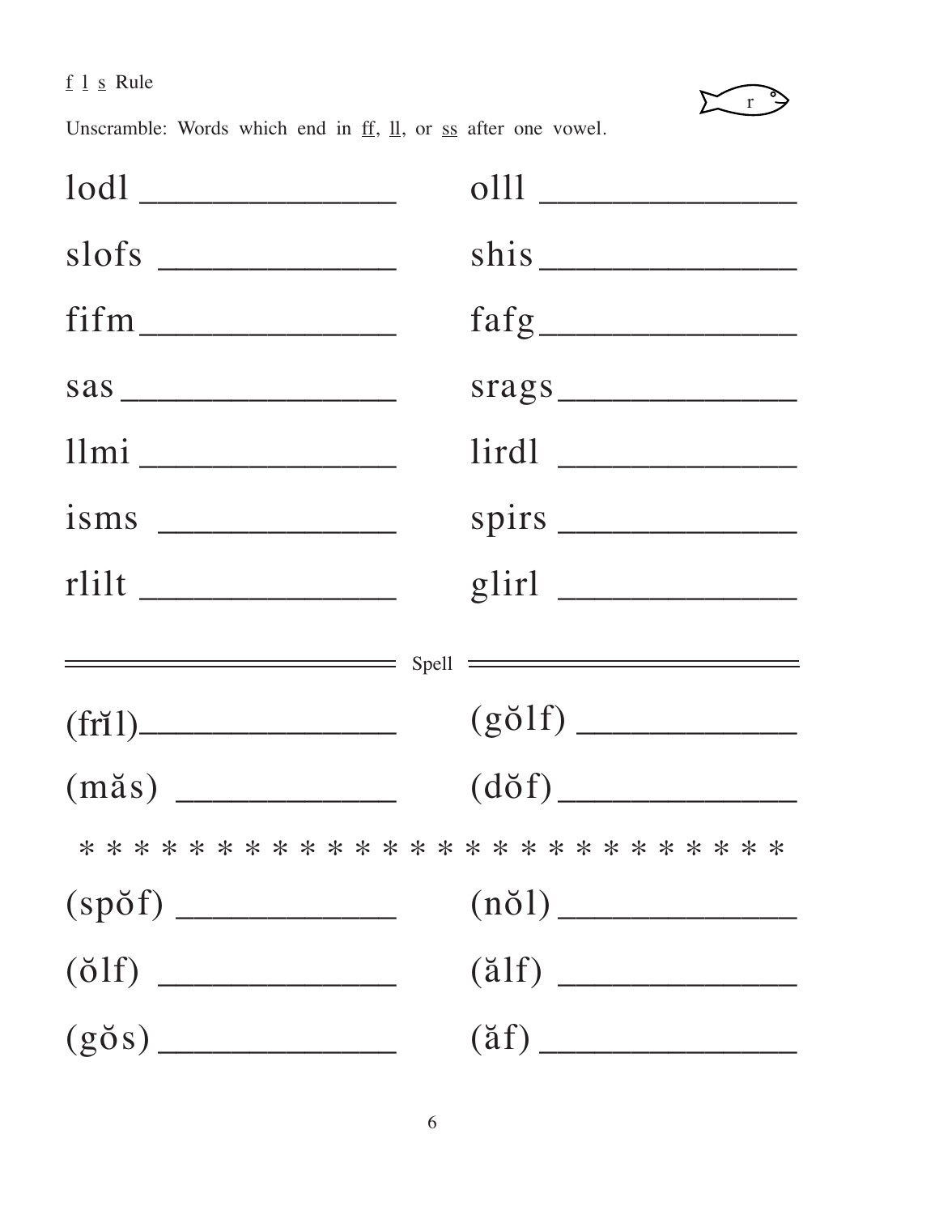f l s Rule

Unscramble: Words which end in ff, ll, or ss after one vowel.

| | |
|---|---|
| lodl _______________ | olll _______________ |
| slofs ______________ | shis _______________ |
| fifm _______________ | fafg _______________ |
| sas ________________ | srags ______________ |
| llmi _______________ | lirdl ______________ |
| isms _______________ | spirs ______________ |
| rlilt _______________ | glirl ______________ |

Spell

| | |
|---|---|
| (frĭl) _______________ | (gŏlf) _____________ |
| (măs) ______________ | (dŏf) ______________ |

* * * * * * * * * * * * * * * * * * * * * * * * * * * *

| | |
|---|---|
| (spŏf) _____________ | (nŏl) ______________ |
| (ŏlf) ______________ | (ălf) ______________ |
| (gŏs) ______________ | (ăf) _______________ |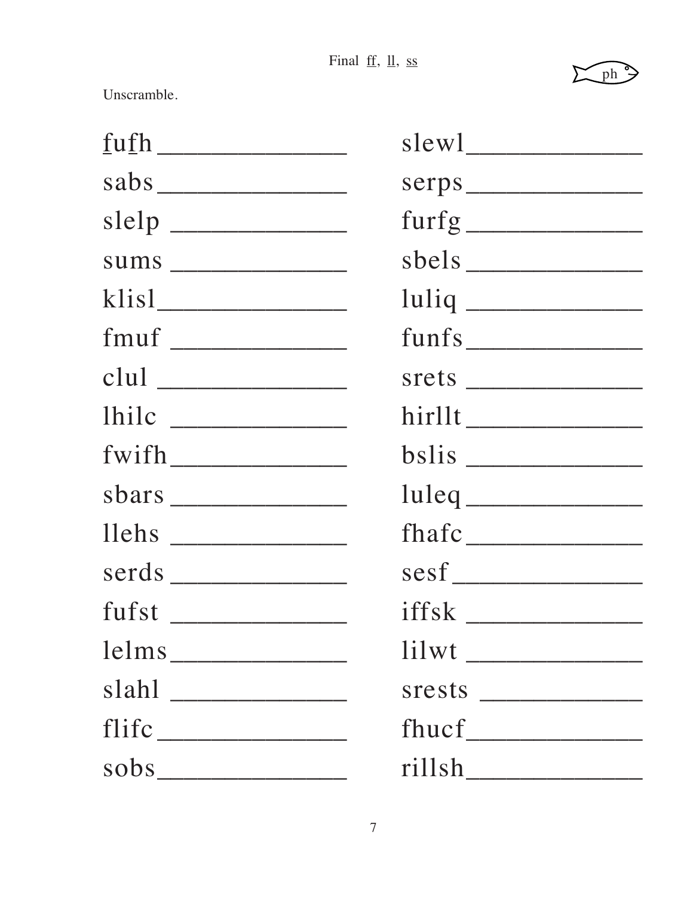Final ff, ll, ss

ph

Unscramble.

| | |
|---|---|
| fufh ______________ | slewl ______________ |
| sabs ______________ | serps ______________ |
| slelp ______________ | furfg ______________ |
| sums ______________ | sbels ______________ |
| klisl ______________ | luliq ______________ |
| fmuf ______________ | funfs ______________ |
| clul ______________ | srets ______________ |
| lhilc ______________ | hirllt ______________ |
| fwifh ______________ | bslis ______________ |
| sbars ______________ | luleq ______________ |
| llehs ______________ | fhafc ______________ |
| serds ______________ | sesf ______________ |
| fufst ______________ | iffsk ______________ |
| lelms ______________ | lilwt ______________ |
| slahl ______________ | srests ______________ |
| flifc ______________ | fhucf ______________ |
| sobs ______________ | rillsh ______________ |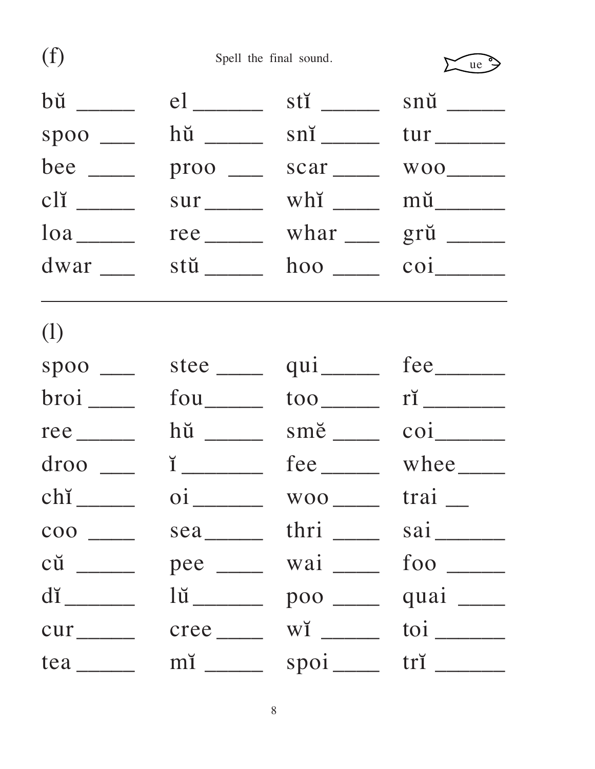(f) Spell the final sound. ue

| | | | |
|---|---|---|---|
| bŭ _____ | el ______ | stĭ _____ | snŭ _____ |
| spoo ___ | hŭ _____ | snĭ _____ | tur ______ |
| bee ____ | proo ___ | scar ____ | woo _____ |
| clĭ _____ | sur _____ | whĭ ____ | mŭ ______ |
| loa _____ | ree _____ | whar ___ | grŭ _____ |
| dwar ___ | stŭ _____ | hoo ____ | coi ______ |

---

(l)

| | | | |
|---|---|---|---|
| spoo ___ | stee ____ | qui _____ | fee ______ |
| broi ____ | fou _____ | too _____ | rĭ _______ |
| ree _____ | hŭ _____ | smĕ ____ | coi ______ |
| droo ___ | ĭ _______ | fee _____ | whee ____ |
| chĭ _____ | oi ______ | woo ____ | trai __ |
| coo ____ | sea _____ | thri ____ | sai ______ |
| cŭ _____ | pee ____ | wai ____ | foo _____ |
| dĭ ______ | lŭ ______ | poo ____ | quai ____ |
| cur _____ | cree ____ | wĭ _____ | toi ______ |
| tea _____ | mĭ _____ | spoi ____ | trĭ ______ |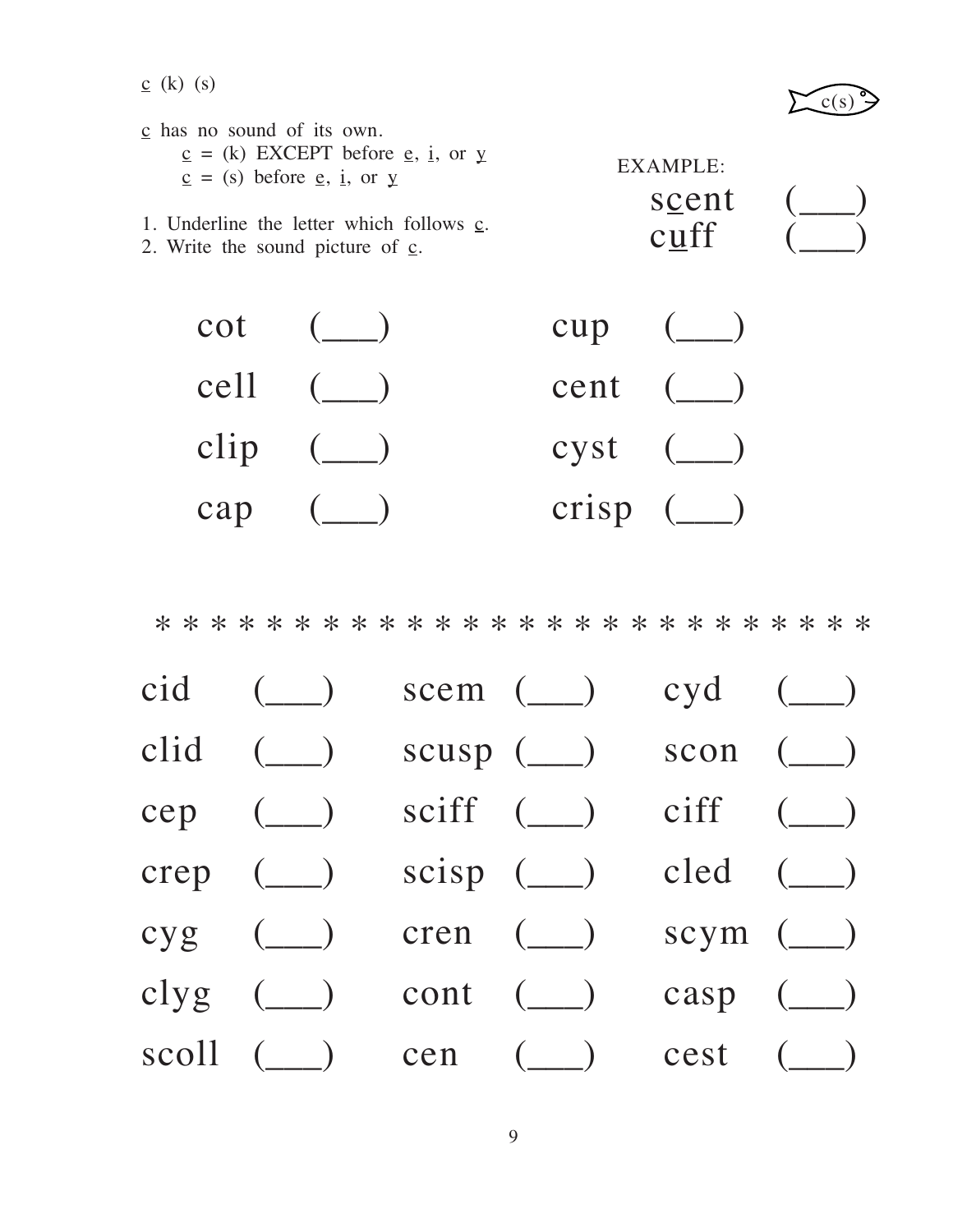<u>c</u> (k) (s)

c(s)

<u>c</u> has no sound of its own.
    <u>c</u> = (k) EXCEPT before <u>e</u>, <u>i</u>, or <u>y</u>
    <u>c</u> = (s) before <u>e</u>, <u>i</u>, or <u>y</u>

1. Underline the letter which follows <u>c</u>.
2. Write the sound picture of <u>c</u>.

EXAMPLE:

s<u>c</u>ent (___)
c<u>u</u>ff (___)

| | | | |
|---|---|---|---|
| cot | (___) | cup | (___) |
| cell | (___) | cent | (___) |
| clip | (___) | cyst | (___) |
| cap | (___) | crisp | (___) |

* * * * * * * * * * * * * * * * * * * * * * * * * * * *

| | | | | | |
|---|---|---|---|---|---|
| cid | (___) | scem | (___) | cyd | (___) |
| clid | (___) | scusp | (___) | scon | (___) |
| cep | (___) | sciff | (___) | ciff | (___) |
| crep | (___) | scisp | (___) | cled | (___) |
| cyg | (___) | cren | (___) | scym | (___) |
| clyg | (___) | cont | (___) | casp | (___) |
| scoll | (___) | cen | (___) | cest | (___) |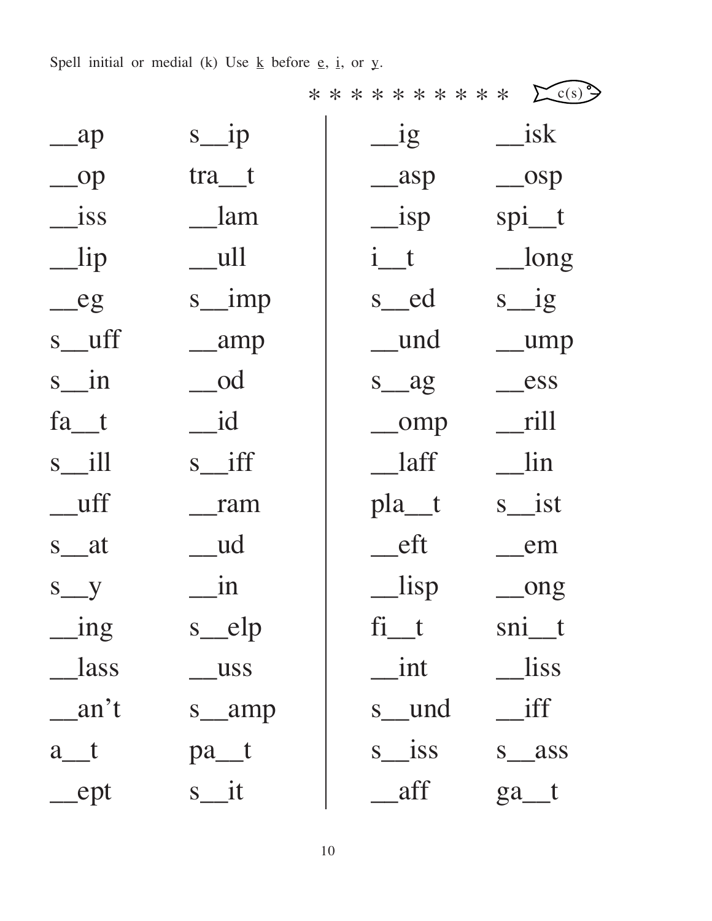Spell initial or medial (k) Use k before e, i, or y.

* * * * * * * * * * c(s)

| | | | |
|---|---|---|---|
| __ap | s__ip | __ig | __isk |
| __op | tra__t | __asp | __osp |
| __iss | __lam | __isp | spi__t |
| __lip | __ull | i__t | __long |
| __eg | s__imp | s__ed | s__ig |
| s__uff | __amp | __und | __ump |
| s__in | __od | s__ag | __ess |
| fa__t | __id | __omp | __rill |
| s__ill | s__iff | __laff | __lin |
| __uff | __ram | pla__t | s__ist |
| s__at | __ud | __eft | __em |
| s__y | __in | __lisp | __ong |
| __ing | s__elp | fi__t | sni__t |
| __lass | __uss | __int | __liss |
| __an't | s__amp | s__und | __iff |
| a__t | pa__t | s__iss | s__ass |
| __ept | s__it | __aff | ga__t |